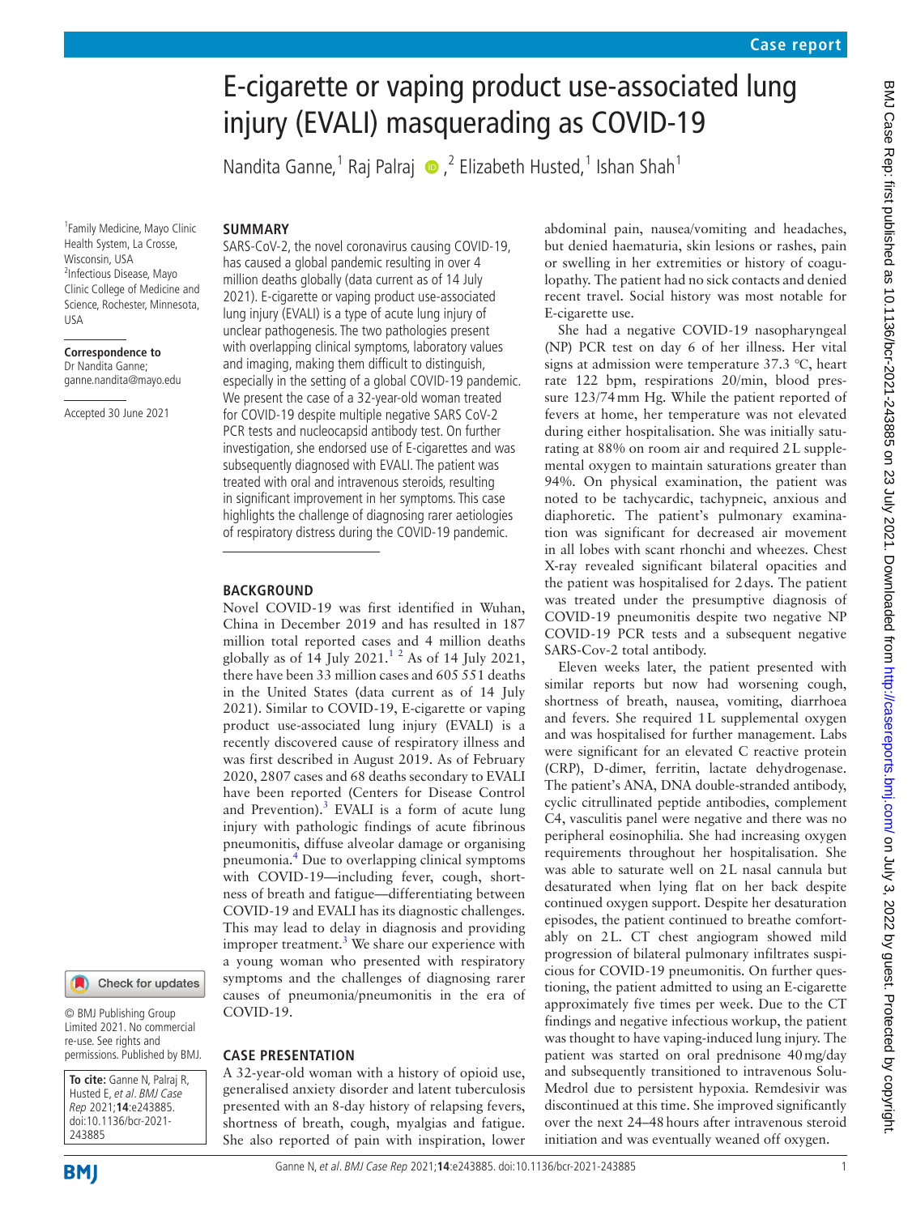# E-cigarette or vaping product use-associated lung injury (EVALI) masquerading as COVID-19

Nandita Ganne,[1] Raj Palraj,[2] Elizabeth Husted,[1] Ishan Shah[1]

[1]Family Medicine, Mayo Clinic Health System, La Crosse, Wisconsin, USA
[2]Infectious Disease, Mayo Clinic College of Medicine and Science, Rochester, Minnesota, USA

**Correspondence to**
Dr Nandita Ganne; ganne.nandita@mayo.edu

Accepted 30 June 2021

© BMJ Publishing Group Limited 2021. No commercial re-use. See rights and permissions. Published by BMJ.

**To cite:** Ganne N, Palraj R, Husted E, *et al*. *BMJ Case Rep* 2021;**14**:e243885. doi:10.1136/bcr-2021-243885

## SUMMARY

SARS-CoV-2, the novel coronavirus causing COVID-19, has caused a global pandemic resulting in over 4 million deaths globally (data current as of 14 July 2021). E-cigarette or vaping product use-associated lung injury (EVALI) is a type of acute lung injury of unclear pathogenesis. The two pathologies present with overlapping clinical symptoms, laboratory values and imaging, making them difficult to distinguish, especially in the setting of a global COVID-19 pandemic. We present the case of a 32-year-old woman treated for COVID-19 despite multiple negative SARS CoV-2 PCR tests and nucleocapsid antibody test. On further investigation, she endorsed use of E-cigarettes and was subsequently diagnosed with EVALI. The patient was treated with oral and intravenous steroids, resulting in significant improvement in her symptoms. This case highlights the challenge of diagnosing rarer aetiologies of respiratory distress during the COVID-19 pandemic.

## BACKGROUND

Novel COVID-19 was first identified in Wuhan, China in December 2019 and has resulted in 187 million total reported cases and 4 million deaths globally as of 14 July 2021.[1,2] As of 14 July 2021, there have been 33 million cases and 605 551 deaths in the United States (data current as of 14 July 2021). Similar to COVID-19, E-cigarette or vaping product use-associated lung injury (EVALI) is a recently discovered cause of respiratory illness and was first described in August 2019. As of February 2020, 2807 cases and 68 deaths secondary to EVALI have been reported (Centers for Disease Control and Prevention).[3] EVALI is a form of acute lung injury with pathologic findings of acute fibrinous pneumonitis, diffuse alveolar damage or organising pneumonia.[4] Due to overlapping clinical symptoms with COVID-19—including fever, cough, shortness of breath and fatigue—differentiating between COVID-19 and EVALI has its diagnostic challenges. This may lead to delay in diagnosis and providing improper treatment.[3] We share our experience with a young woman who presented with respiratory symptoms and the challenges of diagnosing rarer causes of pneumonia/pneumonitis in the era of COVID-19.

## CASE PRESENTATION

A 32-year-old woman with a history of opioid use, generalised anxiety disorder and latent tuberculosis presented with an 8-day history of relapsing fevers, shortness of breath, cough, myalgias and fatigue. She also reported of pain with inspiration, lower abdominal pain, nausea/vomiting and headaches, but denied haematuria, skin lesions or rashes, pain or swelling in her extremities or history of coagulopathy. The patient had no sick contacts and denied recent travel. Social history was most notable for E-cigarette use.

She had a negative COVID-19 nasopharyngeal (NP) PCR test on day 6 of her illness. Her vital signs at admission were temperature 37.3 °C, heart rate 122 bpm, respirations 20/min, blood pressure 123/74 mm Hg. While the patient reported of fevers at home, her temperature was not elevated during either hospitalisation. She was initially saturating at 88% on room air and required 2 L supplemental oxygen to maintain saturations greater than 94%. On physical examination, the patient was noted to be tachycardic, tachypneic, anxious and diaphoretic. The patient's pulmonary examination was significant for decreased air movement in all lobes with scant rhonchi and wheezes. Chest X-ray revealed significant bilateral opacities and the patient was hospitalised for 2 days. The patient was treated under the presumptive diagnosis of COVID-19 pneumonitis despite two negative NP COVID-19 PCR tests and a subsequent negative SARS-Cov-2 total antibody.

Eleven weeks later, the patient presented with similar reports but now had worsening cough, shortness of breath, nausea, vomiting, diarrhoea and fevers. She required 1 L supplemental oxygen and was hospitalised for further management. Labs were significant for an elevated C reactive protein (CRP), D-dimer, ferritin, lactate dehydrogenase. The patient's ANA, DNA double-stranded antibody, cyclic citrullinated peptide antibodies, complement C4, vasculitis panel were negative and there was no peripheral eosinophilia. She had increasing oxygen requirements throughout her hospitalisation. She was able to saturate well on 2 L nasal cannula but desaturated when lying flat on her back despite continued oxygen support. Despite her desaturation episodes, the patient continued to breathe comfortably on 2 L. CT chest angiogram showed mild progression of bilateral pulmonary infiltrates suspicious for COVID-19 pneumonitis. On further questioning, the patient admitted to using an E-cigarette approximately five times per week. Due to the CT findings and negative infectious workup, the patient was thought to have vaping-induced lung injury. The patient was started on oral prednisone 40 mg/day and subsequently transitioned to intravenous Solu-Medrol due to persistent hypoxia. Remdesivir was discontinued at this time. She improved significantly over the next 24–48 hours after intravenous steroid initiation and was eventually weaned off oxygen.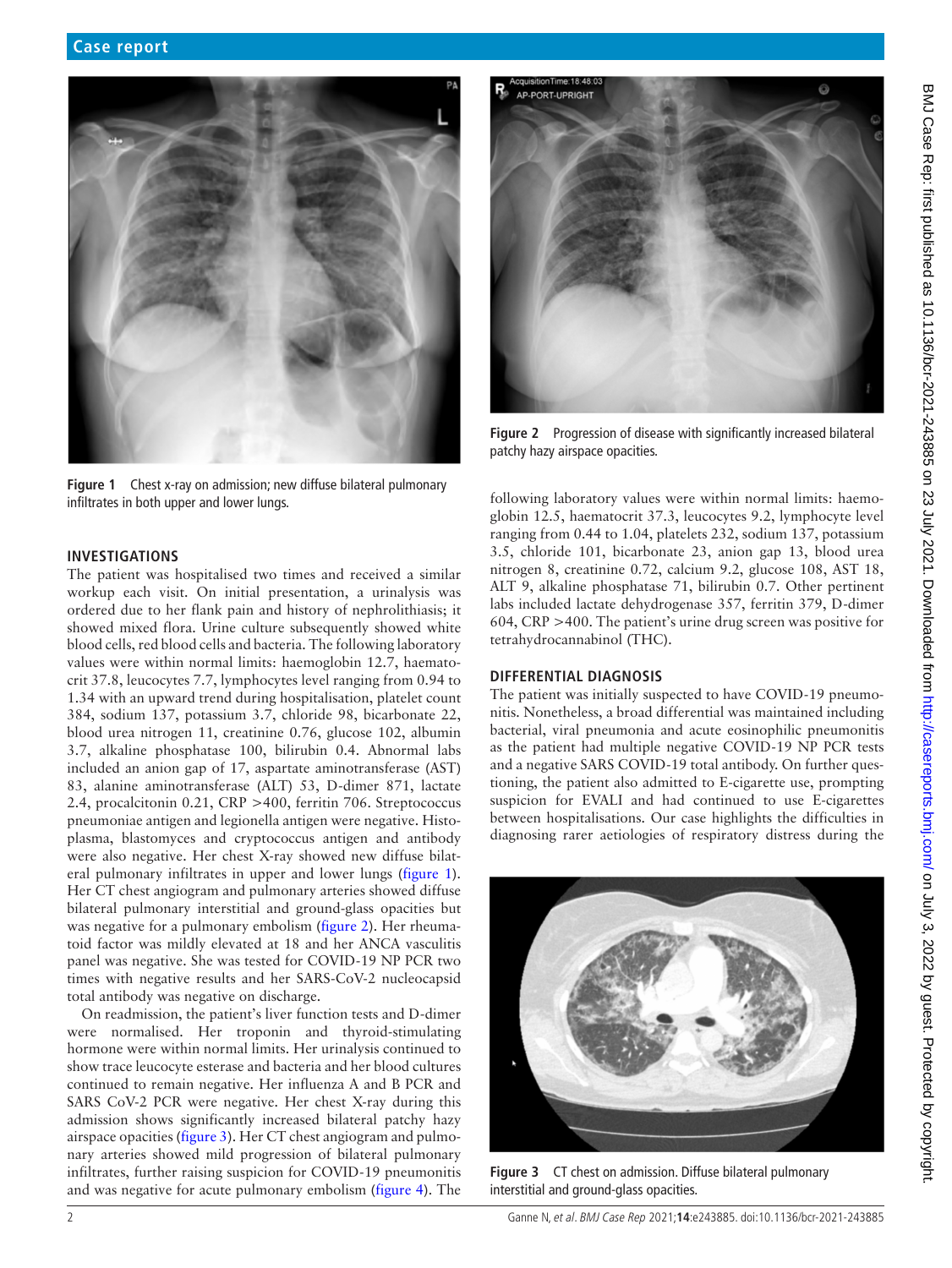Figure 1 Chest x-ray on admission; new diffuse bilateral pulmonary infiltrates in both upper and lower lungs.

## INVESTIGATIONS

The patient was hospitalised two times and received a similar workup each visit. On initial presentation, a urinalysis was ordered due to her flank pain and history of nephrolithiasis; it showed mixed flora. Urine culture subsequently showed white blood cells, red blood cells and bacteria. The following laboratory values were within normal limits: haemoglobin 12.7, haematocrit 37.8, leucocytes 7.7, lymphocytes level ranging from 0.94 to 1.34 with an upward trend during hospitalisation, platelet count 384, sodium 137, potassium 3.7, chloride 98, bicarbonate 22, blood urea nitrogen 11, creatinine 0.76, glucose 102, albumin 3.7, alkaline phosphatase 100, bilirubin 0.4. Abnormal labs included an anion gap of 17, aspartate aminotransferase (AST) 83, alanine aminotransferase (ALT) 53, D-dimer 871, lactate 2.4, procalcitonin 0.21, CRP >400, ferritin 706. Streptococcus pneumoniae antigen and legionella antigen were negative. Histoplasma, blastomyces and cryptococcus antigen and antibody were also negative. Her chest X-ray showed new diffuse bilateral pulmonary infiltrates in upper and lower lungs (figure 1). Her CT chest angiogram and pulmonary arteries showed diffuse bilateral pulmonary interstitial and ground-glass opacities but was negative for a pulmonary embolism (figure 2). Her rheumatoid factor was mildly elevated at 18 and her ANCA vasculitis panel was negative. She was tested for COVID-19 NP PCR two times with negative results and her SARS-CoV-2 nucleocapsid total antibody was negative on discharge.

On readmission, the patient's liver function tests and D-dimer were normalised. Her troponin and thyroid-stimulating hormone were within normal limits. Her urinalysis continued to show trace leucocyte esterase and bacteria and her blood cultures continued to remain negative. Her influenza A and B PCR and SARS CoV-2 PCR were negative. Her chest X-ray during this admission shows significantly increased bilateral patchy hazy airspace opacities (figure 3). Her CT chest angiogram and pulmonary arteries showed mild progression of bilateral pulmonary infiltrates, further raising suspicion for COVID-19 pneumonitis and was negative for acute pulmonary embolism (figure 4). The following laboratory values were within normal limits: haemoglobin 12.5, haematocrit 37.3, leucocytes 9.2, lymphocyte level ranging from 0.44 to 1.04, platelets 232, sodium 137, potassium 3.5, chloride 101, bicarbonate 23, anion gap 13, blood urea nitrogen 8, creatinine 0.72, calcium 9.2, glucose 108, AST 18, ALT 9, alkaline phosphatase 71, bilirubin 0.7. Other pertinent labs included lactate dehydrogenase 357, ferritin 379, D-dimer 604, CRP >400. The patient's urine drug screen was positive for tetrahydrocannabinol (THC).

Figure 2 Progression of disease with significantly increased bilateral patchy hazy airspace opacities.

## DIFFERENTIAL DIAGNOSIS

The patient was initially suspected to have COVID-19 pneumonitis. Nonetheless, a broad differential was maintained including bacterial, viral pneumonia and acute eosinophilic pneumonitis as the patient had multiple negative COVID-19 NP PCR tests and a negative SARS COVID-19 total antibody. On further questioning, the patient also admitted to E-cigarette use, prompting suspicion for EVALI and had continued to use E-cigarettes between hospitalisations. Our case highlights the difficulties in diagnosing rarer aetiologies of respiratory distress during the

Figure 3 CT chest on admission. Diffuse bilateral pulmonary interstitial and ground-glass opacities.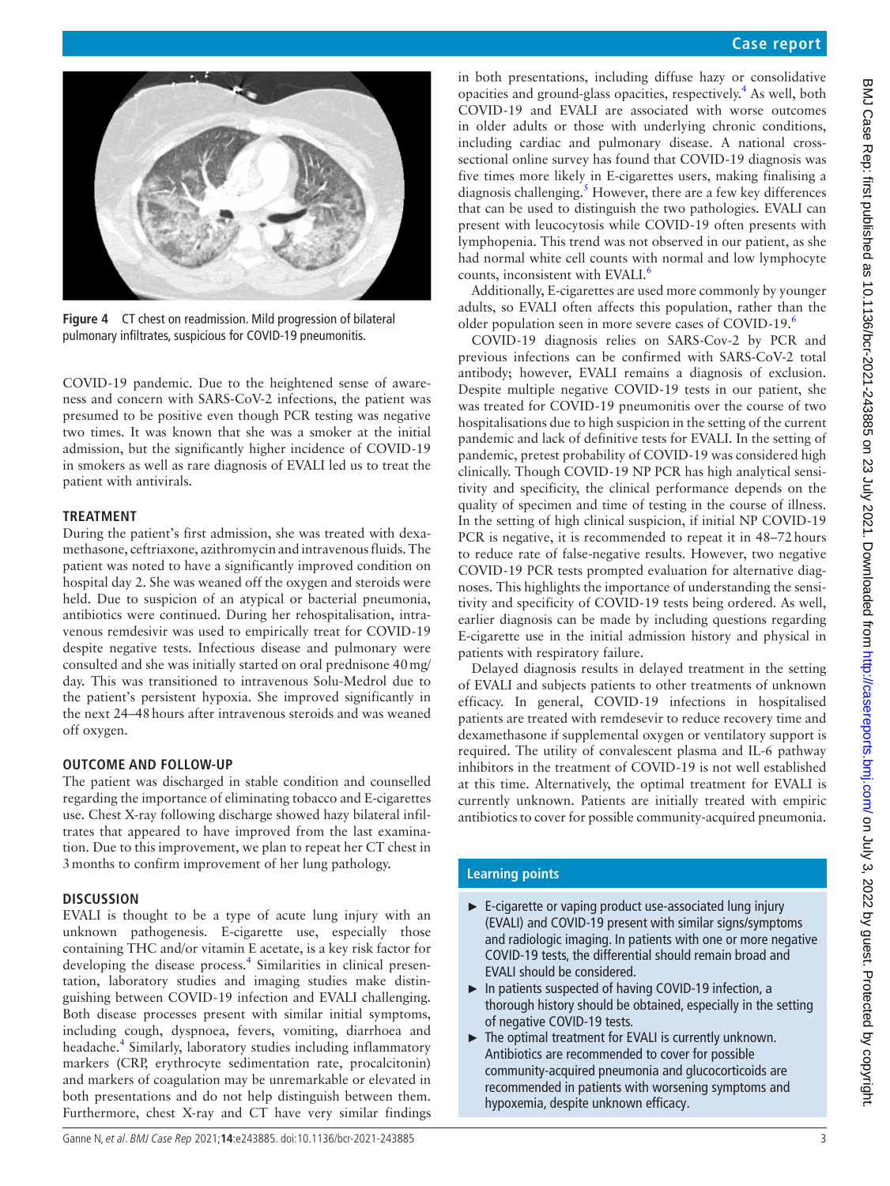Figure 4 CT chest on readmission. Mild progression of bilateral pulmonary infiltrates, suspicious for COVID-19 pneumonitis.

COVID-19 pandemic. Due to the heightened sense of awareness and concern with SARS-CoV-2 infections, the patient was presumed to be positive even though PCR testing was negative two times. It was known that she was a smoker at the initial admission, but the significantly higher incidence of COVID-19 in smokers as well as rare diagnosis of EVALI led us to treat the patient with antivirals.

## TREATMENT

During the patient's first admission, she was treated with dexamethasone, ceftriaxone, azithromycin and intravenous fluids. The patient was noted to have a significantly improved condition on hospital day 2. She was weaned off the oxygen and steroids were held. Due to suspicion of an atypical or bacterial pneumonia, antibiotics were continued. During her rehospitalisation, intravenous remdesivir was used to empirically treat for COVID-19 despite negative tests. Infectious disease and pulmonary were consulted and she was initially started on oral prednisone 40 mg/day. This was transitioned to intravenous Solu-Medrol due to the patient's persistent hypoxia. She improved significantly in the next 24–48 hours after intravenous steroids and was weaned off oxygen.

## OUTCOME AND FOLLOW-UP

The patient was discharged in stable condition and counselled regarding the importance of eliminating tobacco and E-cigarettes use. Chest X-ray following discharge showed hazy bilateral infiltrates that appeared to have improved from the last examination. Due to this improvement, we plan to repeat her CT chest in 3 months to confirm improvement of her lung pathology.

## DISCUSSION

EVALI is thought to be a type of acute lung injury with an unknown pathogenesis. E-cigarette use, especially those containing THC and/or vitamin E acetate, is a key risk factor for developing the disease process.[4] Similarities in clinical presentation, laboratory studies and imaging studies make distinguishing between COVID-19 infection and EVALI challenging. Both disease processes present with similar initial symptoms, including cough, dyspnoea, fevers, vomiting, diarrhoea and headache.[4] Similarly, laboratory studies including inflammatory markers (CRP, erythrocyte sedimentation rate, procalcitonin) and markers of coagulation may be unremarkable or elevated in both presentations and do not help distinguish between them. Furthermore, chest X-ray and CT have very similar findings in both presentations, including diffuse hazy or consolidative opacities and ground-glass opacities, respectively.[4] As well, both COVID-19 and EVALI are associated with worse outcomes in older adults or those with underlying chronic conditions, including cardiac and pulmonary disease. A national cross-sectional online survey has found that COVID-19 diagnosis was five times more likely in E-cigarettes users, making finalising a diagnosis challenging.[5] However, there are a few key differences that can be used to distinguish the two pathologies. EVALI can present with leucocytosis while COVID-19 often presents with lymphopenia. This trend was not observed in our patient, as she had normal white cell counts with normal and low lymphocyte counts, inconsistent with EVALI.[6]

Additionally, E-cigarettes are used more commonly by younger adults, so EVALI often affects this population, rather than the older population seen in more severe cases of COVID-19.[6]

COVID-19 diagnosis relies on SARS-Cov-2 by PCR and previous infections can be confirmed with SARS-CoV-2 total antibody; however, EVALI remains a diagnosis of exclusion. Despite multiple negative COVID-19 tests in our patient, she was treated for COVID-19 pneumonitis over the course of two hospitalisations due to high suspicion in the setting of the current pandemic and lack of definitive tests for EVALI. In the setting of pandemic, pretest probability of COVID-19 was considered high clinically. Though COVID-19 NP PCR has high analytical sensitivity and specificity, the clinical performance depends on the quality of specimen and time of testing in the course of illness. In the setting of high clinical suspicion, if initial NP COVID-19 PCR is negative, it is recommended to repeat it in 48–72 hours to reduce rate of false-negative results. However, two negative COVID-19 PCR tests prompted evaluation for alternative diagnoses. This highlights the importance of understanding the sensitivity and specificity of COVID-19 tests being ordered. As well, earlier diagnosis can be made by including questions regarding E-cigarette use in the initial admission history and physical in patients with respiratory failure.

Delayed diagnosis results in delayed treatment in the setting of EVALI and subjects patients to other treatments of unknown efficacy. In general, COVID-19 infections in hospitalised patients are treated with remdesevir to reduce recovery time and dexamethasone if supplemental oxygen or ventilatory support is required. The utility of convalescent plasma and IL-6 pathway inhibitors in the treatment of COVID-19 is not well established at this time. Alternatively, the optimal treatment for EVALI is currently unknown. Patients are initially treated with empiric antibiotics to cover for possible community-acquired pneumonia.

### Learning points

- E-cigarette or vaping product use-associated lung injury (EVALI) and COVID-19 present with similar signs/symptoms and radiologic imaging. In patients with one or more negative COVID-19 tests, the differential should remain broad and EVALI should be considered.
- In patients suspected of having COVID-19 infection, a thorough history should be obtained, especially in the setting of negative COVID-19 tests.
- The optimal treatment for EVALI is currently unknown. Antibiotics are recommended to cover for possible community-acquired pneumonia and glucocorticoids are recommended in patients with worsening symptoms and hypoxemia, despite unknown efficacy.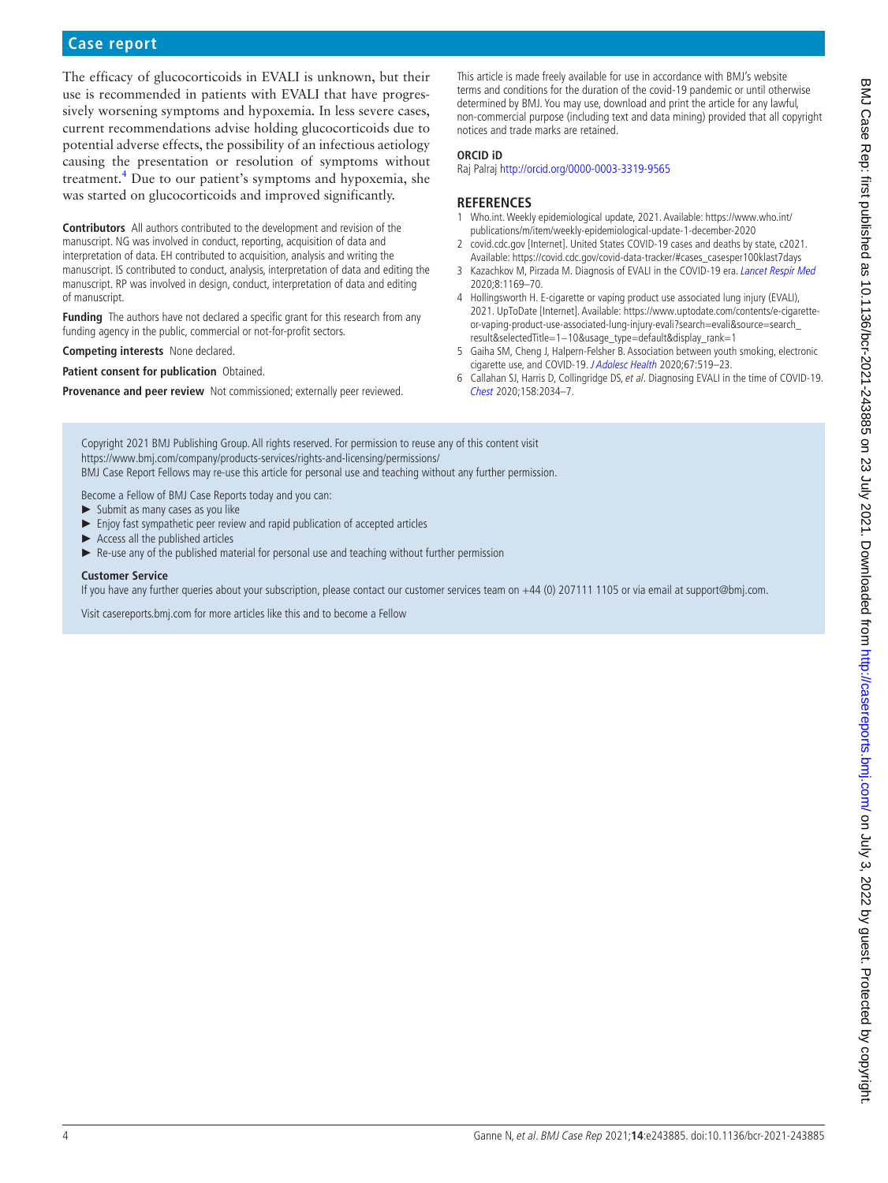The efficacy of glucocorticoids in EVALI is unknown, but their use is recommended in patients with EVALI that have progressively worsening symptoms and hypoxemia. In less severe cases, current recommendations advise holding glucocorticoids due to potential adverse effects, the possibility of an infectious aetiology causing the presentation or resolution of symptoms without treatment.[4] Due to our patient's symptoms and hypoxemia, she was started on glucocorticoids and improved significantly.

**Contributors** All authors contributed to the development and revision of the manuscript. NG was involved in conduct, reporting, acquisition of data and interpretation of data. EH contributed to acquisition, analysis and writing the manuscript. IS contributed to conduct, analysis, interpretation of data and editing the manuscript. RP was involved in design, conduct, interpretation of data and editing of manuscript.

**Funding** The authors have not declared a specific grant for this research from any funding agency in the public, commercial or not-for-profit sectors.

**Competing interests** None declared.

**Patient consent for publication** Obtained.

**Provenance and peer review** Not commissioned; externally peer reviewed.

This article is made freely available for use in accordance with BMJ's website terms and conditions for the duration of the covid-19 pandemic or until otherwise determined by BMJ. You may use, download and print the article for any lawful, non-commercial purpose (including text and data mining) provided that all copyright notices and trade marks are retained.

**ORCID iD**

Raj Palraj http://orcid.org/0000-0003-3319-9565

## REFERENCES

1. Who.int. Weekly epidemiological update, 2021. Available: https://www.who.int/publications/m/item/weekly-epidemiological-update-1-december-2020
2. covid.cdc.gov [Internet]. United States COVID-19 cases and deaths by state, c2021. Available: https://covid.cdc.gov/covid-data-tracker/#cases_casesper100klast7days
3. Kazachkov M, Pirzada M. Diagnosis of EVALI in the COVID-19 era. *Lancet Respir Med* 2020;8:1169–70.
4. Hollingsworth H. E-cigarette or vaping product use associated lung injury (EVALI), 2021. UpToDate [Internet]. Available: https://www.uptodate.com/contents/e-cigarette-or-vaping-product-use-associated-lung-injury-evali?search=evali&source=search_result&selectedTitle=1~10&usage_type=default&display_rank=1
5. Gaiha SM, Cheng J, Halpern-Felsher B. Association between youth smoking, electronic cigarette use, and COVID-19. *J Adolesc Health* 2020;67:519–23.
6. Callahan SJ, Harris D, Collingridge DS, *et al*. Diagnosing EVALI in the time of COVID-19. *Chest* 2020;158:2034–7.

Copyright 2021 BMJ Publishing Group. All rights reserved. For permission to reuse any of this content visit
https://www.bmj.com/company/products-services/rights-and-licensing/permissions/
BMJ Case Report Fellows may re-use this article for personal use and teaching without any further permission.

Become a Fellow of BMJ Case Reports today and you can:

- ► Submit as many cases as you like
- ► Enjoy fast sympathetic peer review and rapid publication of accepted articles
- ► Access all the published articles
- ► Re-use any of the published material for personal use and teaching without further permission

**Customer Service**

If you have any further queries about your subscription, please contact our customer services team on +44 (0) 207111 1105 or via email at support@bmj.com.

Visit casereports.bmj.com for more articles like this and to become a Fellow